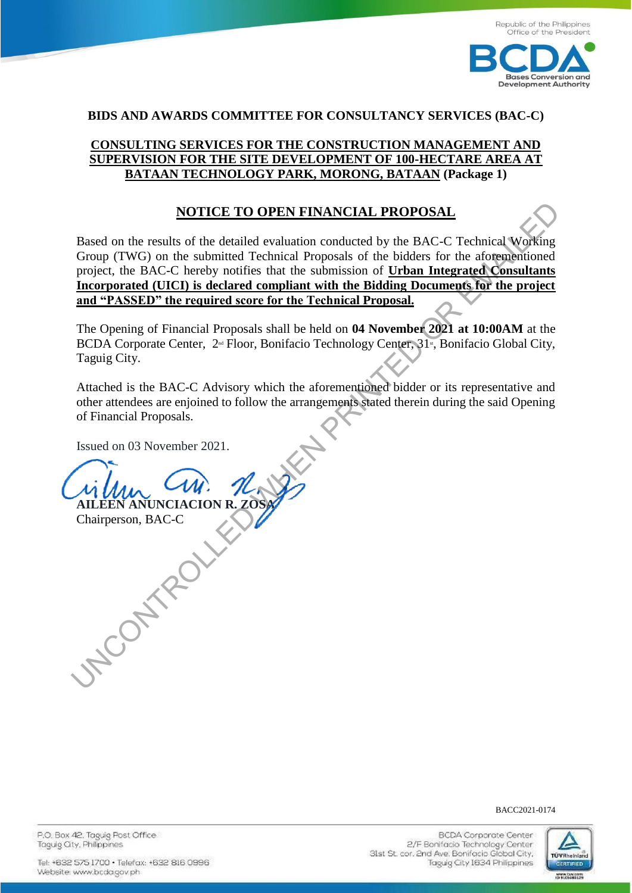Republic of the Philippines
Office of the President

**BIDS AND AWARDS COMMITTEE FOR CONSULTANCY SERVICES (BAC-C)**

**CONSULTING SERVICES FOR THE CONSTRUCTION MANAGEMENT AND SUPERVISION FOR THE SITE DEVELOPMENT OF 100-HECTARE AREA AT BATAAN TECHNOLOGY PARK, MORONG, BATAAN (Package 1)**

## NOTICE TO OPEN FINANCIAL PROPOSAL

Based on the results of the detailed evaluation conducted by the BAC-C Technical Working Group (TWG) on the submitted Technical Proposals of the bidders for the aforementioned project, the BAC-C hereby notifies that the submission of **Urban Integrated Consultants Incorporated (UICI) is declared compliant with the Bidding Documents for the project and "PASSED" the required score for the Technical Proposal.**

The Opening of Financial Proposals shall be held on **04 November 2021 at 10:00AM** at the BCDA Corporate Center, 2nd Floor, Bonifacio Technology Center, 31st, Bonifacio Global City, Taguig City.

Attached is the BAC-C Advisory which the aforementioned bidder or its representative and other attendees are enjoined to follow the arrangements stated therein during the said Opening of Financial Proposals.

Issued on 03 November 2021.

**AILEEN ANUNCIACION R. ZOSA**
Chairperson, BAC-C

BACC2021-0174

P.O. Box 42, Taguig Post Office
Taguig City, Philippines

Tel: +632 575 1700 • Telefax: +632 816 0996
Website: www.bcda.gov.ph

BCDA Corporate Center
2/F Bonifacio Technology Center
31st St. cor. 2nd Ave. Bonifacio Global City,
Taguig City 1634 Philippines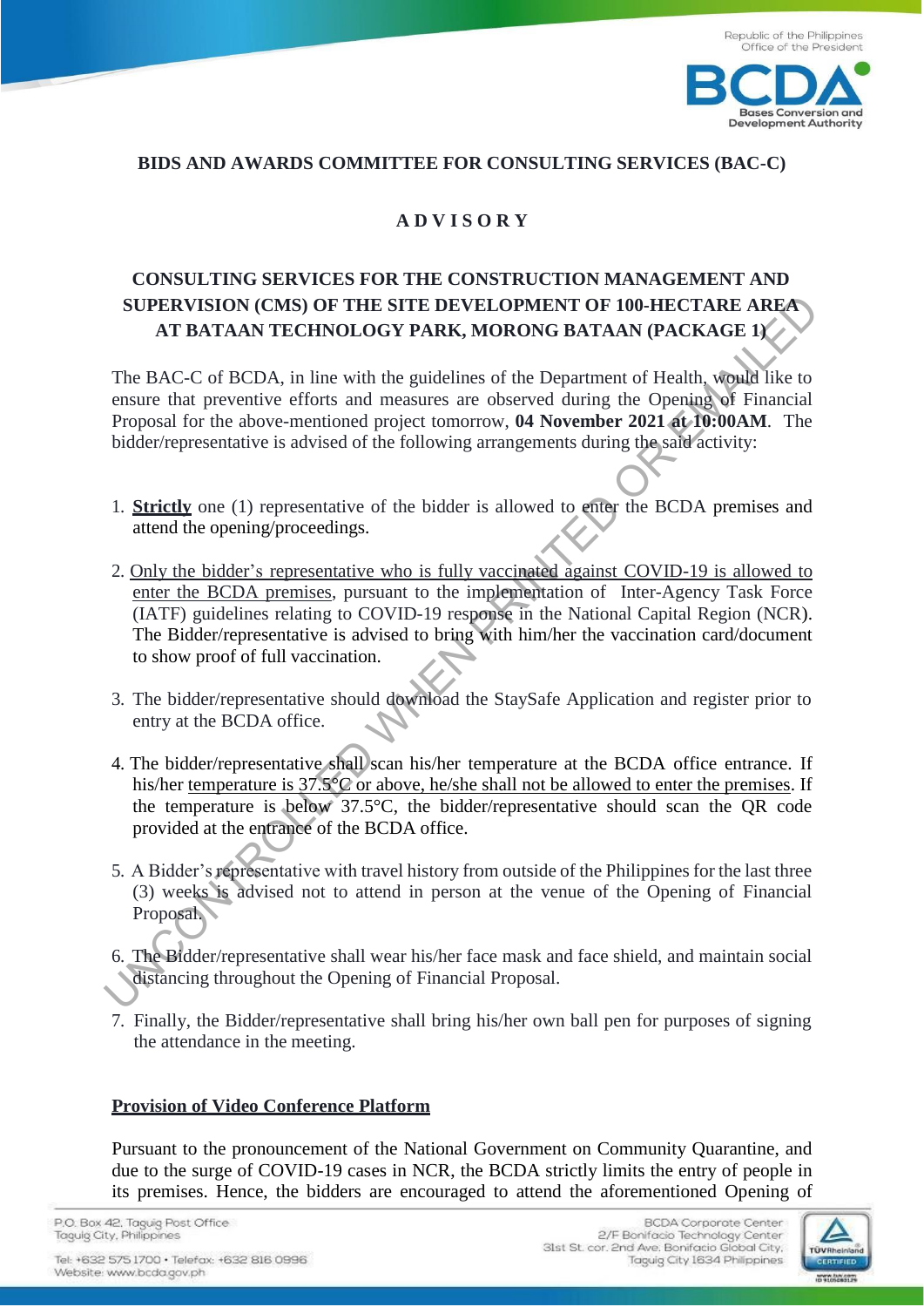BIDS AND AWARDS COMMITTEE FOR CONSULTING SERVICES (BAC-C)

# A D V I S O R Y

## CONSULTING SERVICES FOR THE CONSTRUCTION MANAGEMENT AND SUPERVISION (CMS) OF THE SITE DEVELOPMENT OF 100-HECTARE AREA AT BATAAN TECHNOLOGY PARK, MORONG BATAAN (PACKAGE 1)

The BAC-C of BCDA, in line with the guidelines of the Department of Health, would like to ensure that preventive efforts and measures are observed during the Opening of Financial Proposal for the above-mentioned project tomorrow, **04 November 2021 at 10:00AM**. The bidder/representative is advised of the following arrangements during the said activity:

1. **Strictly** one (1) representative of the bidder is allowed to enter the BCDA premises and attend the opening/proceedings.

2. Only the bidder's representative who is fully vaccinated against COVID-19 is allowed to enter the BCDA premises, pursuant to the implementation of Inter-Agency Task Force (IATF) guidelines relating to COVID-19 response in the National Capital Region (NCR). The Bidder/representative is advised to bring with him/her the vaccination card/document to show proof of full vaccination.

3. The bidder/representative should download the StaySafe Application and register prior to entry at the BCDA office.

4. The bidder/representative shall scan his/her temperature at the BCDA office entrance. If his/her temperature is 37.5°C or above, he/she shall not be allowed to enter the premises. If the temperature is below 37.5°C, the bidder/representative should scan the QR code provided at the entrance of the BCDA office.

5. A Bidder's representative with travel history from outside of the Philippines for the last three (3) weeks is advised not to attend in person at the venue of the Opening of Financial Proposal.

6. The Bidder/representative shall wear his/her face mask and face shield, and maintain social distancing throughout the Opening of Financial Proposal.

7. Finally, the Bidder/representative shall bring his/her own ball pen for purposes of signing the attendance in the meeting.

**Provision of Video Conference Platform**

Pursuant to the pronouncement of the National Government on Community Quarantine, and due to the surge of COVID-19 cases in NCR, the BCDA strictly limits the entry of people in its premises. Hence, the bidders are encouraged to attend the aforementioned Opening of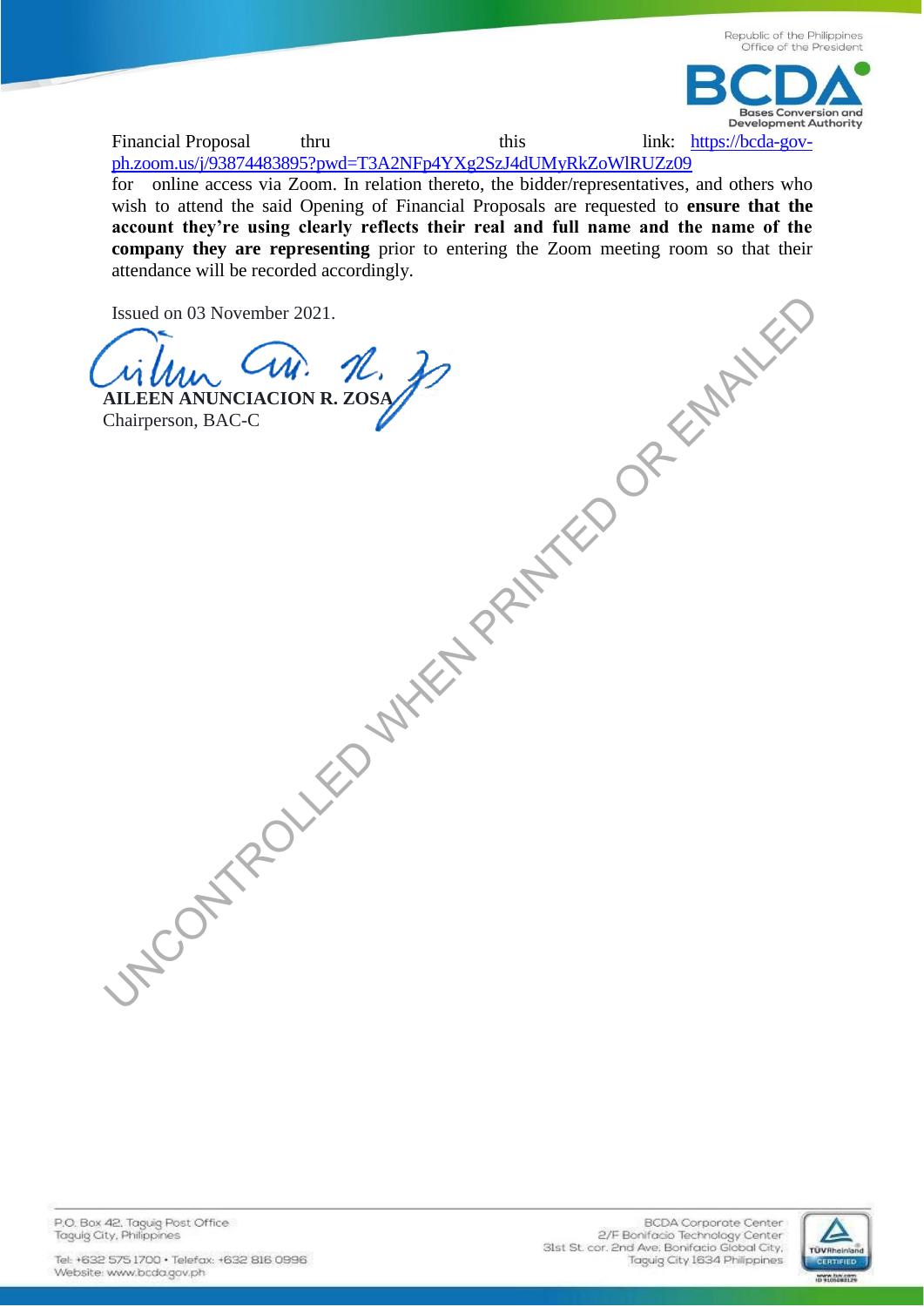Financial Proposal thru this link: [https://bcda-gov-ph.zoom.us/j/93874483895?pwd=T3A2NFp4YXg2SzJ4dUMyRkZoWlRUZz09](https://bcda-gov-ph.zoom.us/j/93874483895?pwd=T3A2NFp4YXg2SzJ4dUMyRkZoWlRUZz09) for online access via Zoom. In relation thereto, the bidder/representatives, and others who wish to attend the said Opening of Financial Proposals are requested to **ensure that the account they're using clearly reflects their real and full name and the name of the company they are representing** prior to entering the Zoom meeting room so that their attendance will be recorded accordingly.

Issued on 03 November 2021.

**AILEEN ANUNCIACION R. ZOSA**
Chairperson, BAC-C